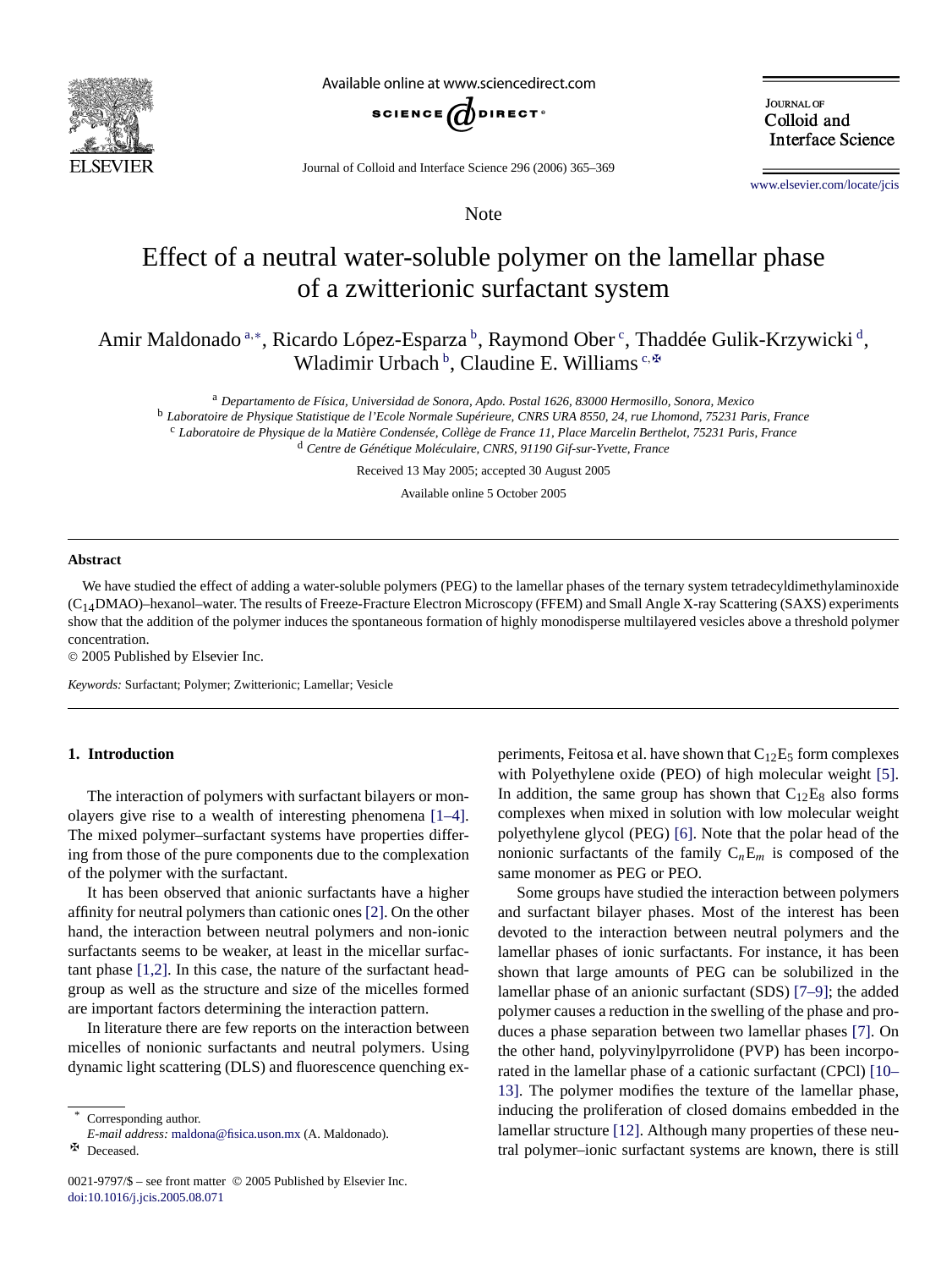Note

# Effect of a neutral water-soluble polymer on the lamellar phase of a zwitterionic surfactant system

Amir Maldonado [a,*], Ricardo López-Esparza [b], Raymond Ober [c], Thaddée Gulik-Krzywicki [d], Wladimir Urbach [b], Claudine E. Williams [c,✠]

[a] *Departamento de Física, Universidad de Sonora, Apdo. Postal 1626, 83000 Hermosillo, Sonora, Mexico*
[b] *Laboratoire de Physique Statistique de l'Ecole Normale Supérieure, CNRS URA 8550, 24, rue Lhomond, 75231 Paris, France*
[c] *Laboratoire de Physique de la Matière Condensée, Collège de France 11, Place Marcelin Berthelot, 75231 Paris, France*
[d] *Centre de Génétique Moléculaire, CNRS, 91190 Gif-sur-Yvette, France*

Received 13 May 2005; accepted 30 August 2005

Available online 5 October 2005

## Abstract

We have studied the effect of adding a water-soluble polymers (PEG) to the lamellar phases of the ternary system tetradecyldimethylaminoxide ($C_{14}$DMAO)–hexanol–water. The results of Freeze-Fracture Electron Microscopy (FFEM) and Small Angle X-ray Scattering (SAXS) experiments show that the addition of the polymer induces the spontaneous formation of highly monodisperse multilayered vesicles above a threshold polymer concentration.

© 2005 Published by Elsevier Inc.

*Keywords:* Surfactant; Polymer; Zwitterionic; Lamellar; Vesicle

## 1. Introduction

The interaction of polymers with surfactant bilayers or monolayers give rise to a wealth of interesting phenomena [1–4]. The mixed polymer–surfactant systems have properties differing from those of the pure components due to the complexation of the polymer with the surfactant.

It has been observed that anionic surfactants have a higher affinity for neutral polymers than cationic ones [2]. On the other hand, the interaction between neutral polymers and non-ionic surfactants seems to be weaker, at least in the micellar surfactant phase [1,2]. In this case, the nature of the surfactant headgroup as well as the structure and size of the micelles formed are important factors determining the interaction pattern.

In literature there are few reports on the interaction between micelles of nonionic surfactants and neutral polymers. Using dynamic light scattering (DLS) and fluorescence quenching experiments, Feitosa et al. have shown that $C_{12}E_5$ form complexes with Polyethylene oxide (PEO) of high molecular weight [5]. In addition, the same group has shown that $C_{12}E_8$ also forms complexes when mixed in solution with low molecular weight polyethylene glycol (PEG) [6]. Note that the polar head of the nonionic surfactants of the family $C_nE_m$ is composed of the same monomer as PEG or PEO.

Some groups have studied the interaction between polymers and surfactant bilayer phases. Most of the interest has been devoted to the interaction between neutral polymers and the lamellar phases of ionic surfactants. For instance, it has been shown that large amounts of PEG can be solubilized in the lamellar phase of an anionic surfactant (SDS) [7–9]; the added polymer causes a reduction in the swelling of the phase and produces a phase separation between two lamellar phases [7]. On the other hand, polyvinylpyrrolidone (PVP) has been incorporated in the lamellar phase of a cationic surfactant (CPCl) [10–13]. The polymer modifies the texture of the lamellar phase, inducing the proliferation of closed domains embedded in the lamellar structure [12]. Although many properties of these neutral polymer–ionic surfactant systems are known, there is still

* Corresponding author.
*E-mail address:* maldona@fisica.uson.mx (A. Maldonado).
✠ Deceased.

0021-9797/$ – see front matter © 2005 Published by Elsevier Inc.
doi:10.1016/j.jcis.2005.08.071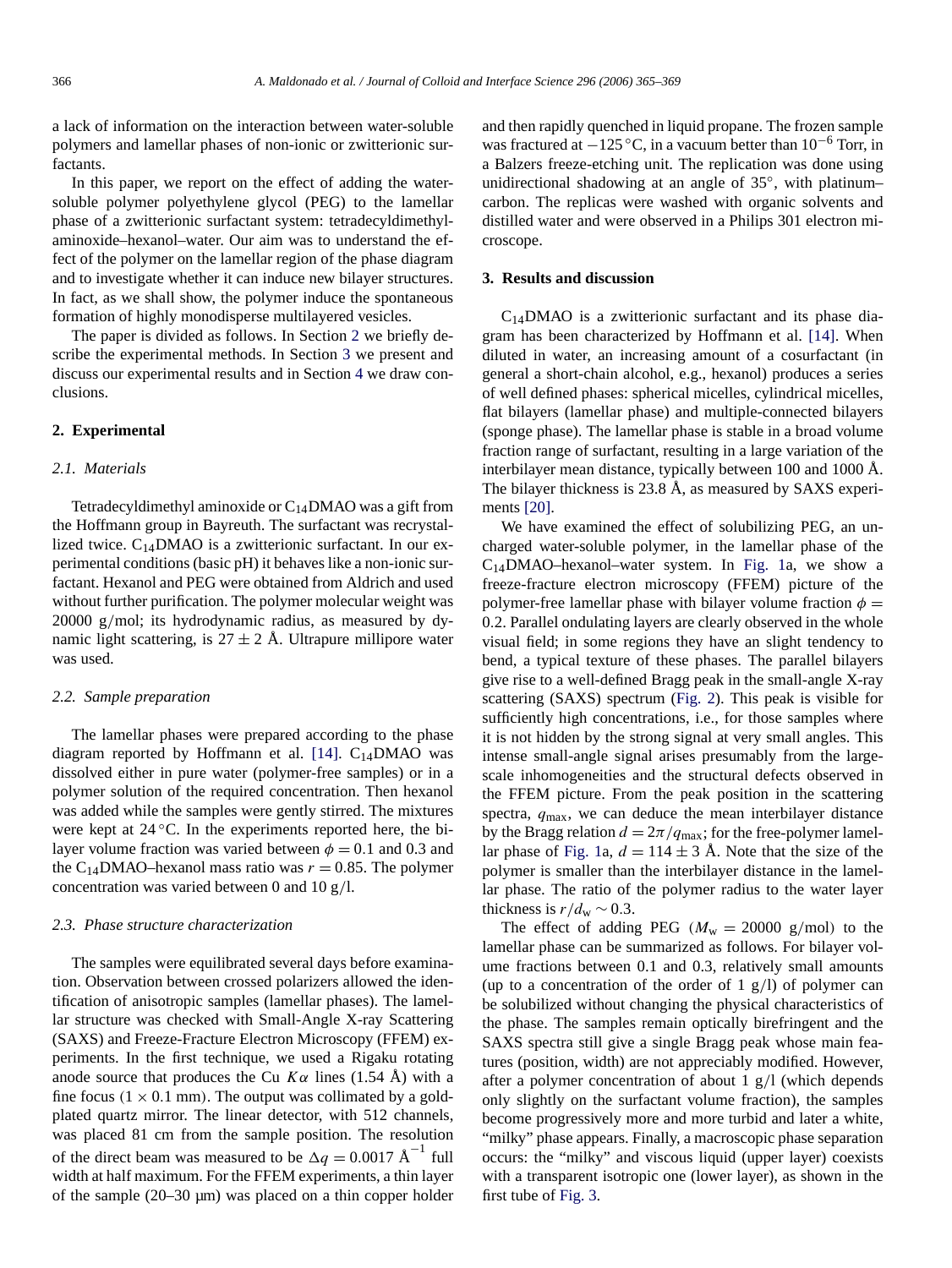a lack of information on the interaction between water-soluble polymers and lamellar phases of non-ionic or zwitterionic surfactants.

In this paper, we report on the effect of adding the water-soluble polymer polyethylene glycol (PEG) to the lamellar phase of a zwitterionic surfactant system: tetradecyldimethylaminoxide–hexanol–water. Our aim was to understand the effect of the polymer on the lamellar region of the phase diagram and to investigate whether it can induce new bilayer structures. In fact, as we shall show, the polymer induce the spontaneous formation of highly monodisperse multilayered vesicles.

The paper is divided as follows. In Section 2 we briefly describe the experimental methods. In Section 3 we present and discuss our experimental results and in Section 4 we draw conclusions.

## 2. Experimental

### 2.1. Materials

Tetradecyldimethyl aminoxide or $C_{14}$DMAO was a gift from the Hoffmann group in Bayreuth. The surfactant was recrystallized twice. $C_{14}$DMAO is a zwitterionic surfactant. In our experimental conditions (basic pH) it behaves like a non-ionic surfactant. Hexanol and PEG were obtained from Aldrich and used without further purification. The polymer molecular weight was 20000 g/mol; its hydrodynamic radius, as measured by dynamic light scattering, is $27 \pm 2$ Å. Ultrapure millipore water was used.

### 2.2. Sample preparation

The lamellar phases were prepared according to the phase diagram reported by Hoffmann et al. [14]. $C_{14}$DMAO was dissolved either in pure water (polymer-free samples) or in a polymer solution of the required concentration. Then hexanol was added while the samples were gently stirred. The mixtures were kept at 24 °C. In the experiments reported here, the bilayer volume fraction was varied between $\phi = 0.1$ and 0.3 and the $C_{14}$DMAO–hexanol mass ratio was $r = 0.85$. The polymer concentration was varied between 0 and 10 g/l.

### 2.3. Phase structure characterization

The samples were equilibrated several days before examination. Observation between crossed polarizers allowed the identification of anisotropic samples (lamellar phases). The lamellar structure was checked with Small-Angle X-ray Scattering (SAXS) and Freeze-Fracture Electron Microscopy (FFEM) experiments. In the first technique, we used a Rigaku rotating anode source that produces the Cu $K\alpha$ lines (1.54 Å) with a fine focus ($1 \times 0.1$ mm). The output was collimated by a gold-plated quartz mirror. The linear detector, with 512 channels, was placed 81 cm from the sample position. The resolution of the direct beam was measured to be $\Delta q = 0.0017$ Å$^{-1}$ full width at half maximum. For the FFEM experiments, a thin layer of the sample (20–30 μm) was placed on a thin copper holder and then rapidly quenched in liquid propane. The frozen sample was fractured at −125 °C, in a vacuum better than $10^{-6}$ Torr, in a Balzers freeze-etching unit. The replication was done using unidirectional shadowing at an angle of 35°, with platinum–carbon. The replicas were washed with organic solvents and distilled water and were observed in a Philips 301 electron microscope.

## 3. Results and discussion

$C_{14}$DMAO is a zwitterionic surfactant and its phase diagram has been characterized by Hoffmann et al. [14]. When diluted in water, an increasing amount of a cosurfactant (in general a short-chain alcohol, e.g., hexanol) produces a series of well defined phases: spherical micelles, cylindrical micelles, flat bilayers (lamellar phase) and multiple-connected bilayers (sponge phase). The lamellar phase is stable in a broad volume fraction range of surfactant, resulting in a large variation of the interbilayer mean distance, typically between 100 and 1000 Å. The bilayer thickness is 23.8 Å, as measured by SAXS experiments [20].

We have examined the effect of solubilizing PEG, an uncharged water-soluble polymer, in the lamellar phase of the $C_{14}$DMAO–hexanol–water system. In Fig. 1a, we show a freeze-fracture electron microscopy (FFEM) picture of the polymer-free lamellar phase with bilayer volume fraction $\phi = 0.2$. Parallel ondulating layers are clearly observed in the whole visual field; in some regions they have an slight tendency to bend, a typical texture of these phases. The parallel bilayers give rise to a well-defined Bragg peak in the small-angle X-ray scattering (SAXS) spectrum (Fig. 2). This peak is visible for sufficiently high concentrations, i.e., for those samples where it is not hidden by the strong signal at very small angles. This intense small-angle signal arises presumably from the large-scale inhomogeneities and the structural defects observed in the FFEM picture. From the peak position in the scattering spectra, $q_{max}$, we can deduce the mean interbilayer distance by the Bragg relation $d = 2\pi/q_{max}$; for the free-polymer lamellar phase of Fig. 1a, $d = 114 \pm 3$ Å. Note that the size of the polymer is smaller than the interbilayer distance in the lamellar phase. The ratio of the polymer radius to the water layer thickness is $r/d_w \sim 0.3$.

The effect of adding PEG ($M_w = 20000$ g/mol) to the lamellar phase can be summarized as follows. For bilayer volume fractions between 0.1 and 0.3, relatively small amounts (up to a concentration of the order of 1 g/l) of polymer can be solubilized without changing the physical characteristics of the phase. The samples remain optically birefringent and the SAXS spectra still give a single Bragg peak whose main features (position, width) are not appreciably modified. However, after a polymer concentration of about 1 g/l (which depends only slightly on the surfactant volume fraction), the samples become progressively more and more turbid and later a white, "milky" phase appears. Finally, a macroscopic phase separation occurs: the "milky" and viscous liquid (upper layer) coexists with a transparent isotropic one (lower layer), as shown in the first tube of Fig. 3.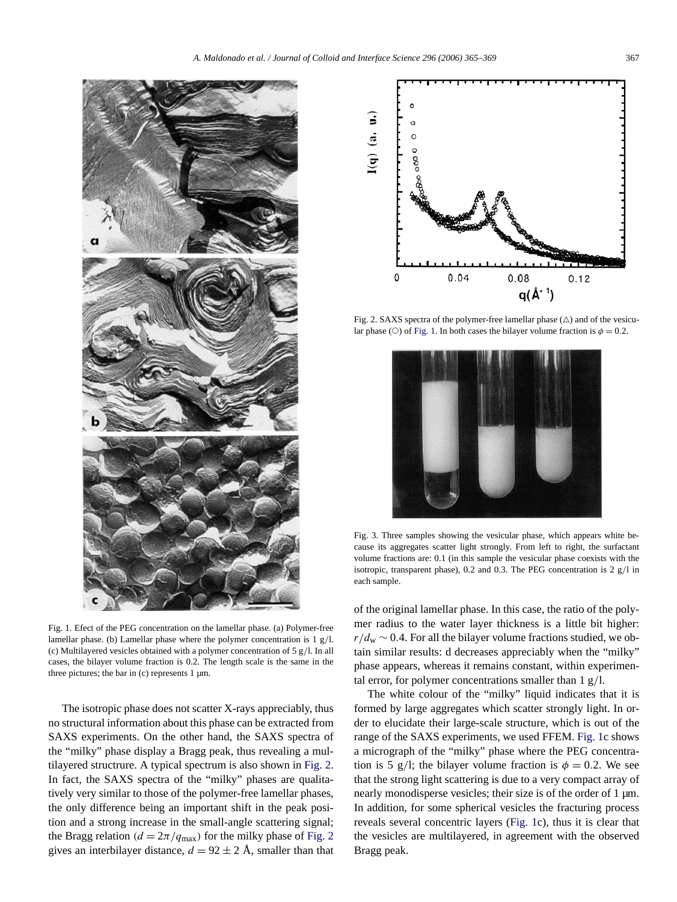Fig. 1. Efect of the PEG concentration on the lamellar phase. (a) Polymer-free lamellar phase. (b) Lamellar phase where the polymer concentration is 1 g/l. (c) Multilayered vesicles obtained with a polymer concentration of 5 g/l. In all cases, the bilayer volume fraction is 0.2. The length scale is the same in the three pictures; the bar in (c) represents 1 µm.

The isotropic phase does not scatter X-rays appreciably, thus no structural information about this phase can be extracted from SAXS experiments. On the other hand, the SAXS spectra of the "milky" phase display a Bragg peak, thus revealing a multilayered structrure. A typical spectrum is also shown in Fig. 2. In fact, the SAXS spectra of the "milky" phases are qualitatively very similar to those of the polymer-free lamellar phases, the only difference being an important shift in the peak position and a strong increase in the small-angle scattering signal; the Bragg relation ($d = 2\pi/q_{\max}$) for the milky phase of Fig. 2 gives an interbilayer distance, $d = 92 \pm 2$ Å, smaller than that of the original lamellar phase. In this case, the ratio of the polymer radius to the water layer thickness is a little bit higher: $r/d_w \sim 0.4$. For all the bilayer volume fractions studied, we obtain similar results: d decreases appreciably when the "milky" phase appears, whereas it remains constant, within experimental error, for polymer concentrations smaller than 1 g/l.

Fig. 2. SAXS spectra of the polymer-free lamellar phase (△) and of the vesicular phase (○) of Fig. 1. In both cases the bilayer volume fraction is $\phi = 0.2$.

Fig. 3. Three samples showing the vesicular phase, which appears white because its aggregates scatter light strongly. From left to right, the surfactant volume fractions are: 0.1 (in this sample the vesicular phase coexists with the isotropic, transparent phase), 0.2 and 0.3. The PEG concentration is 2 g/l in each sample.

The white colour of the "milky" liquid indicates that it is formed by large aggregates which scatter strongly light. In order to elucidate their large-scale structure, which is out of the range of the SAXS experiments, we used FFEM. Fig. 1c shows a micrograph of the "milky" phase where the PEG concentration is 5 g/l; the bilayer volume fraction is $\phi = 0.2$. We see that the strong light scattering is due to a very compact array of nearly monodisperse vesicles; their size is of the order of 1 µm. In addition, for some spherical vesicles the fracturing process reveals several concentric layers (Fig. 1c), thus it is clear that the vesicles are multilayered, in agreement with the observed Bragg peak.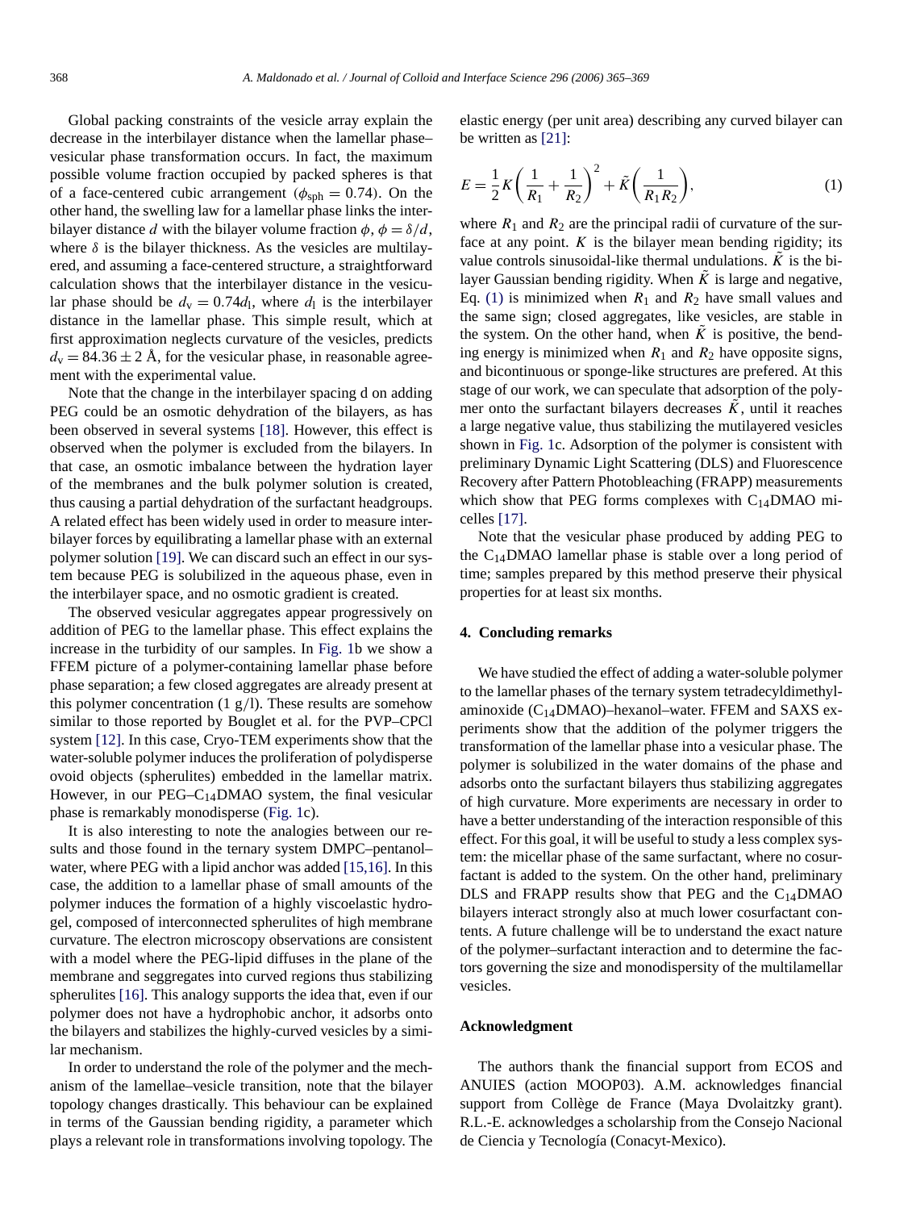Global packing constraints of the vesicle array explain the decrease in the interbilayer distance when the lamellar phase–vesicular phase transformation occurs. In fact, the maximum possible volume fraction occupied by packed spheres is that of a face-centered cubic arrangement ($\phi_{sph} = 0.74$). On the other hand, the swelling law for a lamellar phase links the interbilayer distance $d$ with the bilayer volume fraction $\phi$, $\phi = \delta/d$, where $\delta$ is the bilayer thickness. As the vesicles are multilayered, and assuming a face-centered structure, a straightforward calculation shows that the interbilayer distance in the vesicular phase should be $d_v = 0.74 d_l$, where $d_l$ is the interbilayer distance in the lamellar phase. This simple result, which at first approximation neglects curvature of the vesicles, predicts $d_v = 84.36 \pm 2$ Å, for the vesicular phase, in reasonable agreement with the experimental value.

Note that the change in the interbilayer spacing d on adding PEG could be an osmotic dehydration of the bilayers, as has been observed in several systems [18]. However, this effect is observed when the polymer is excluded from the bilayers. In that case, an osmotic imbalance between the hydration layer of the membranes and the bulk polymer solution is created, thus causing a partial dehydration of the surfactant headgroups. A related effect has been widely used in order to measure interbilayer forces by equilibrating a lamellar phase with an external polymer solution [19]. We can discard such an effect in our system because PEG is solubilized in the aqueous phase, even in the interbilayer space, and no osmotic gradient is created.

The observed vesicular aggregates appear progressively on addition of PEG to the lamellar phase. This effect explains the increase in the turbidity of our samples. In Fig. 1b we show a FFEM picture of a polymer-containing lamellar phase before phase separation; a few closed aggregates are already present at this polymer concentration (1 g/l). These results are somehow similar to those reported by Bouglet et al. for the PVP–CPCl system [12]. In this case, Cryo-TEM experiments show that the water-soluble polymer induces the proliferation of polydisperse ovoid objects (spherulites) embedded in the lamellar matrix. However, in our PEG–$C_{14}$DMAO system, the final vesicular phase is remarkably monodisperse (Fig. 1c).

It is also interesting to note the analogies between our results and those found in the ternary system DMPC–pentanol–water, where PEG with a lipid anchor was added [15,16]. In this case, the addition to a lamellar phase of small amounts of the polymer induces the formation of a highly viscoelastic hydrogel, composed of interconnected spherulites of high membrane curvature. The electron microscopy observations are consistent with a model where the PEG-lipid diffuses in the plane of the membrane and seggregates into curved regions thus stabilizing spherulites [16]. This analogy supports the idea that, even if our polymer does not have a hydrophobic anchor, it adsorbs onto the bilayers and stabilizes the highly-curved vesicles by a similar mechanism.

In order to understand the role of the polymer and the mechanism of the lamellae–vesicle transition, note that the bilayer topology changes drastically. This behaviour can be explained in terms of the Gaussian bending rigidity, a parameter which plays a relevant role in transformations involving topology. The elastic energy (per unit area) describing any curved bilayer can be written as [21]:

$$E = \frac{1}{2} K \left( \frac{1}{R_1} + \frac{1}{R_2} \right)^2 + \tilde{K} \left( \frac{1}{R_1 R_2} \right), \tag{1}$$

where $R_1$ and $R_2$ are the principal radii of curvature of the surface at any point. $K$ is the bilayer mean bending rigidity; its value controls sinusoidal-like thermal undulations. $\tilde{K}$ is the bilayer Gaussian bending rigidity. When $\tilde{K}$ is large and negative, Eq. (1) is minimized when $R_1$ and $R_2$ have small values and the same sign; closed aggregates, like vesicles, are stable in the system. On the other hand, when $\tilde{K}$ is positive, the bending energy is minimized when $R_1$ and $R_2$ have opposite signs, and bicontinuous or sponge-like structures are prefered. At this stage of our work, we can speculate that adsorption of the polymer onto the surfactant bilayers decreases $\tilde{K}$, until it reaches a large negative value, thus stabilizing the mutilayered vesicles shown in Fig. 1c. Adsorption of the polymer is consistent with preliminary Dynamic Light Scattering (DLS) and Fluorescence Recovery after Pattern Photobleaching (FRAPP) measurements which show that PEG forms complexes with $C_{14}$DMAO micelles [17].

Note that the vesicular phase produced by adding PEG to the $C_{14}$DMAO lamellar phase is stable over a long period of time; samples prepared by this method preserve their physical properties for at least six months.

## 4. Concluding remarks

We have studied the effect of adding a water-soluble polymer to the lamellar phases of the ternary system tetradecyldimethylaminoxide ($C_{14}$DMAO)–hexanol–water. FFEM and SAXS experiments show that the addition of the polymer triggers the transformation of the lamellar phase into a vesicular phase. The polymer is solubilized in the water domains of the phase and adsorbs onto the surfactant bilayers thus stabilizing aggregates of high curvature. More experiments are necessary in order to have a better understanding of the interaction responsible of this effect. For this goal, it will be useful to study a less complex system: the micellar phase of the same surfactant, where no cosurfactant is added to the system. On the other hand, preliminary DLS and FRAPP results show that PEG and the $C_{14}$DMAO bilayers interact strongly also at much lower cosurfactant contents. A future challenge will be to understand the exact nature of the polymer–surfactant interaction and to determine the factors governing the size and monodispersity of the multilamellar vesicles.

## Acknowledgment

The authors thank the financial support from ECOS and ANUIES (action MOOP03). A.M. acknowledges financial support from Collège de France (Maya Dvolaitzky grant). R.L.-E. acknowledges a scholarship from the Consejo Nacional de Ciencia y Tecnología (Conacyt-Mexico).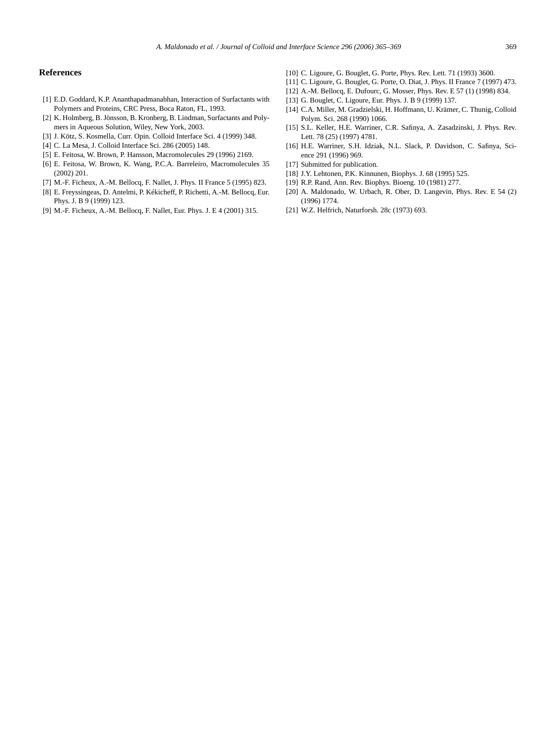## References

[1] E.D. Goddard, K.P. Ananthapadmanabhan, Interaction of Surfactants with Polymers and Proteins, CRC Press, Boca Raton, FL, 1993.

[2] K. Holmberg, B. Jönsson, B. Kronberg, B. Lindman, Surfactants and Polymers in Aqueous Solution, Wiley, New York, 2003.

[3] J. Kötz, S. Kosmella, Curr. Opin. Colloid Interface Sci. 4 (1999) 348.

[4] C. La Mesa, J. Colloid Interface Sci. 286 (2005) 148.

[5] E. Feitosa, W. Brown, P. Hansson, Macromolecules 29 (1996) 2169.

[6] E. Feitosa, W. Brown, K. Wang, P.C.A. Barreleiro, Macromolecules 35 (2002) 201.

[7] M.-F. Ficheux, A.-M. Bellocq, F. Nallet, J. Phys. II France 5 (1995) 823.

[8] E. Freyssingeas, D. Antelmi, P. Kékicheff, P. Richetti, A.-M. Bellocq, Eur. Phys. J. B 9 (1999) 123.

[9] M.-F. Ficheux, A.-M. Bellocq, F. Nallet, Eur. Phys. J. E 4 (2001) 315.

[10] C. Ligoure, G. Bouglet, G. Porte, Phys. Rev. Lett. 71 (1993) 3600.

[11] C. Ligoure, G. Bouglet, G. Porte, O. Diat, J. Phys. II France 7 (1997) 473.

[12] A.-M. Bellocq, E. Dufourc, G. Mosser, Phys. Rev. E 57 (1) (1998) 834.

[13] G. Bouglet, C. Ligoure, Eur. Phys. J. B 9 (1999) 137.

[14] C.A. Miller, M. Gradzielski, H. Hoffmann, U. Krämer, C. Thunig, Colloid Polym. Sci. 268 (1990) 1066.

[15] S.L. Keller, H.E. Warriner, C.R. Safinya, A. Zasadzinski, J. Phys. Rev. Lett. 78 (25) (1997) 4781.

[16] H.E. Warriner, S.H. Idziak, N.L. Slack, P. Davidson, C. Safinya, Science 291 (1996) 969.

[17] Submitted for publication.

[18] J.Y. Lehtonen, P.K. Kinnunen, Biophys. J. 68 (1995) 525.

[19] R.P. Rand, Ann. Rev. Biophys. Bioeng. 10 (1981) 277.

[20] A. Maldonado, W. Urbach, R. Ober, D. Langevin, Phys. Rev. E 54 (2) (1996) 1774.

[21] W.Z. Helfrich, Naturforsh. 28c (1973) 693.